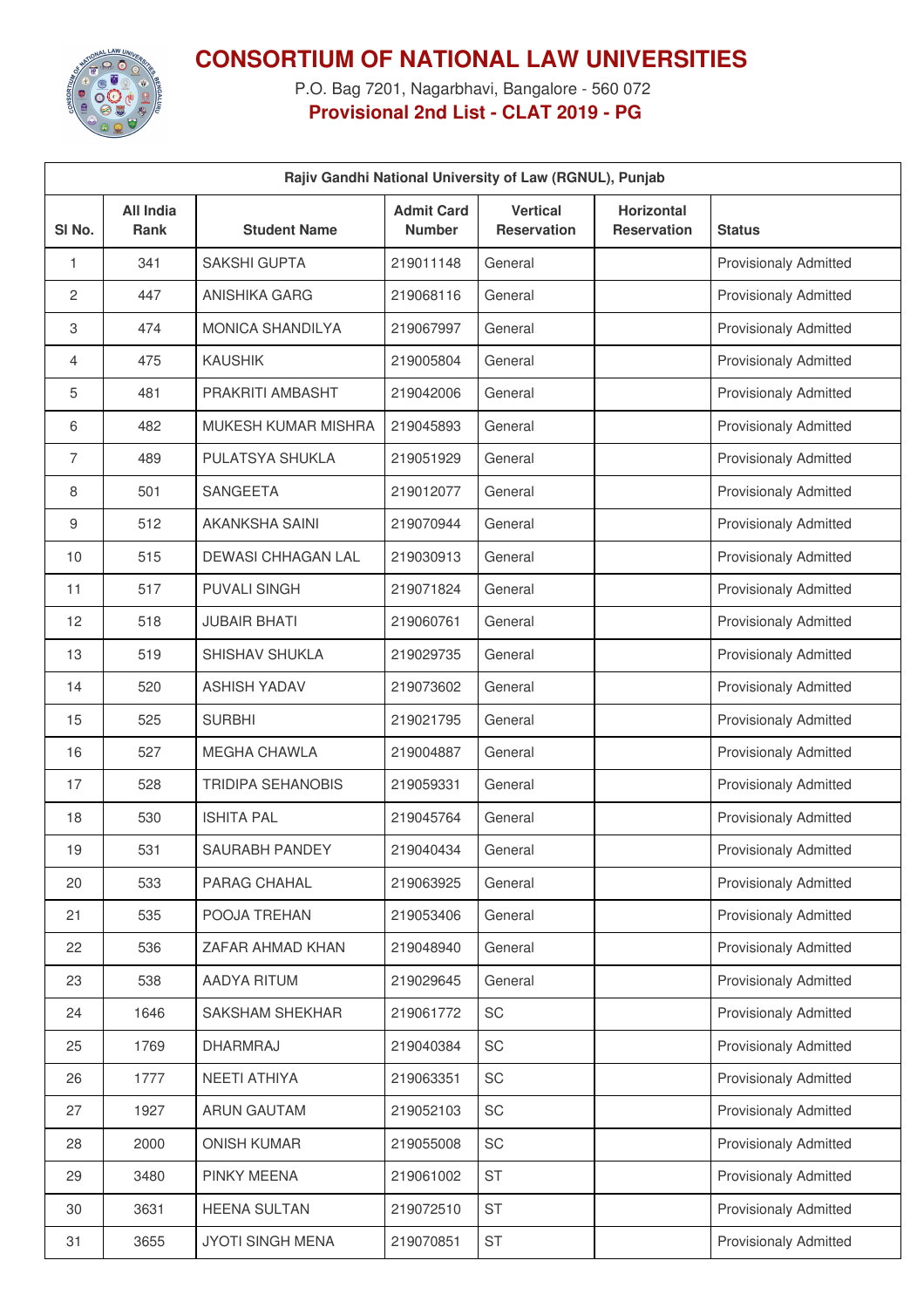# CONSORTIUM OF NATIONAL LAW UNIVERSITIES

P.O. Bag 7201, Nagarbhavi, Bangalore - 560 072

**Provisional 2nd List - CLAT 2019 - PG**

| Rajiv Gandhi National University of Law (RGNUL), Punjab | | | | | | |
|---|---|---|---|---|---|---|
| Sl No. | All India Rank | Student Name | Admit Card Number | Vertical Reservation | Horizontal Reservation | Status |
| 1 | 341 | SAKSHI GUPTA | 219011148 | General | | Provisionaly Admitted |
| 2 | 447 | ANISHIKA GARG | 219068116 | General | | Provisionaly Admitted |
| 3 | 474 | MONICA SHANDILYA | 219067997 | General | | Provisionaly Admitted |
| 4 | 475 | KAUSHIK | 219005804 | General | | Provisionaly Admitted |
| 5 | 481 | PRAKRITI AMBASHT | 219042006 | General | | Provisionaly Admitted |
| 6 | 482 | MUKESH KUMAR MISHRA | 219045893 | General | | Provisionaly Admitted |
| 7 | 489 | PULATSYA SHUKLA | 219051929 | General | | Provisionaly Admitted |
| 8 | 501 | SANGEETA | 219012077 | General | | Provisionaly Admitted |
| 9 | 512 | AKANKSHA SAINI | 219070944 | General | | Provisionaly Admitted |
| 10 | 515 | DEWASI CHHAGAN LAL | 219030913 | General | | Provisionaly Admitted |
| 11 | 517 | PUVALI SINGH | 219071824 | General | | Provisionaly Admitted |
| 12 | 518 | JUBAIR BHATI | 219060761 | General | | Provisionaly Admitted |
| 13 | 519 | SHISHAV SHUKLA | 219029735 | General | | Provisionaly Admitted |
| 14 | 520 | ASHISH YADAV | 219073602 | General | | Provisionaly Admitted |
| 15 | 525 | SURBHI | 219021795 | General | | Provisionaly Admitted |
| 16 | 527 | MEGHA CHAWLA | 219004887 | General | | Provisionaly Admitted |
| 17 | 528 | TRIDIPA SEHANOBIS | 219059331 | General | | Provisionaly Admitted |
| 18 | 530 | ISHITA PAL | 219045764 | General | | Provisionaly Admitted |
| 19 | 531 | SAURABH PANDEY | 219040434 | General | | Provisionaly Admitted |
| 20 | 533 | PARAG CHAHAL | 219063925 | General | | Provisionaly Admitted |
| 21 | 535 | POOJA TREHAN | 219053406 | General | | Provisionaly Admitted |
| 22 | 536 | ZAFAR AHMAD KHAN | 219048940 | General | | Provisionaly Admitted |
| 23 | 538 | AADYA RITUM | 219029645 | General | | Provisionaly Admitted |
| 24 | 1646 | SAKSHAM SHEKHAR | 219061772 | SC | | Provisionaly Admitted |
| 25 | 1769 | DHARMRAJ | 219040384 | SC | | Provisionaly Admitted |
| 26 | 1777 | NEETI ATHIYA | 219063351 | SC | | Provisionaly Admitted |
| 27 | 1927 | ARUN GAUTAM | 219052103 | SC | | Provisionaly Admitted |
| 28 | 2000 | ONISH KUMAR | 219055008 | SC | | Provisionaly Admitted |
| 29 | 3480 | PINKY MEENA | 219061002 | ST | | Provisionaly Admitted |
| 30 | 3631 | HEENA SULTAN | 219072510 | ST | | Provisionaly Admitted |
| 31 | 3655 | JYOTI SINGH MENA | 219070851 | ST | | Provisionaly Admitted |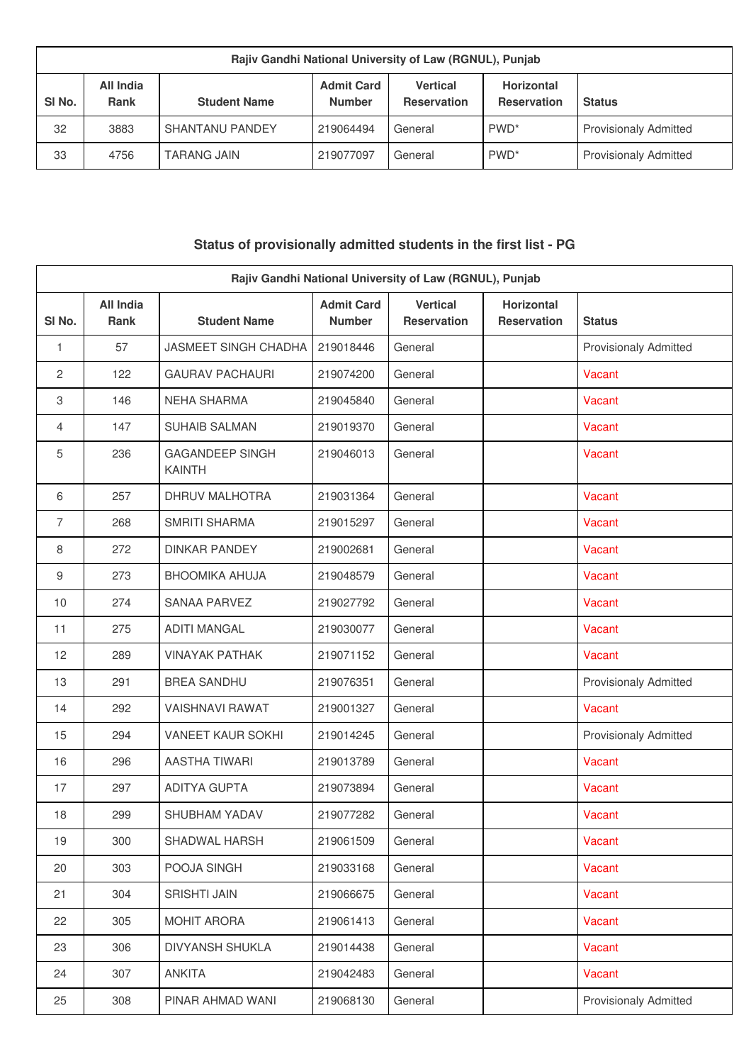| Rajiv Gandhi National University of Law (RGNUL), Punjab | | | | | | |
|---|---|---|---|---|---|---|
| Sl No. | All India Rank | Student Name | Admit Card Number | Vertical Reservation | Horizontal Reservation | Status |
| 32 | 3883 | SHANTANU PANDEY | 219064494 | General | PWD* | Provisionaly Admitted |
| 33 | 4756 | TARANG JAIN | 219077097 | General | PWD* | Provisionaly Admitted |

## Status of provisionally admitted students in the first list - PG

| Rajiv Gandhi National University of Law (RGNUL), Punjab | | | | | | |
|---|---|---|---|---|---|---|
| Sl No. | All India Rank | Student Name | Admit Card Number | Vertical Reservation | Horizontal Reservation | Status |
| 1 | 57 | JASMEET SINGH CHADHA | 219018446 | General | | Provisionaly Admitted |
| 2 | 122 | GAURAV PACHAURI | 219074200 | General | | Vacant |
| 3 | 146 | NEHA SHARMA | 219045840 | General | | Vacant |
| 4 | 147 | SUHAIB SALMAN | 219019370 | General | | Vacant |
| 5 | 236 | GAGANDEEP SINGH KAINTH | 219046013 | General | | Vacant |
| 6 | 257 | DHRUV MALHOTRA | 219031364 | General | | Vacant |
| 7 | 268 | SMRITI SHARMA | 219015297 | General | | Vacant |
| 8 | 272 | DINKAR PANDEY | 219002681 | General | | Vacant |
| 9 | 273 | BHOOMIKA AHUJA | 219048579 | General | | Vacant |
| 10 | 274 | SANAA PARVEZ | 219027792 | General | | Vacant |
| 11 | 275 | ADITI MANGAL | 219030077 | General | | Vacant |
| 12 | 289 | VINAYAK PATHAK | 219071152 | General | | Vacant |
| 13 | 291 | BREA SANDHU | 219076351 | General | | Provisionaly Admitted |
| 14 | 292 | VAISHNAVI RAWAT | 219001327 | General | | Vacant |
| 15 | 294 | VANEET KAUR SOKHI | 219014245 | General | | Provisionaly Admitted |
| 16 | 296 | AASTHA TIWARI | 219013789 | General | | Vacant |
| 17 | 297 | ADITYA GUPTA | 219073894 | General | | Vacant |
| 18 | 299 | SHUBHAM YADAV | 219077282 | General | | Vacant |
| 19 | 300 | SHADWAL HARSH | 219061509 | General | | Vacant |
| 20 | 303 | POOJA SINGH | 219033168 | General | | Vacant |
| 21 | 304 | SRISHTI JAIN | 219066675 | General | | Vacant |
| 22 | 305 | MOHIT ARORA | 219061413 | General | | Vacant |
| 23 | 306 | DIVYANSH SHUKLA | 219014438 | General | | Vacant |
| 24 | 307 | ANKITA | 219042483 | General | | Vacant |
| 25 | 308 | PINAR AHMAD WANI | 219068130 | General | | Provisionaly Admitted |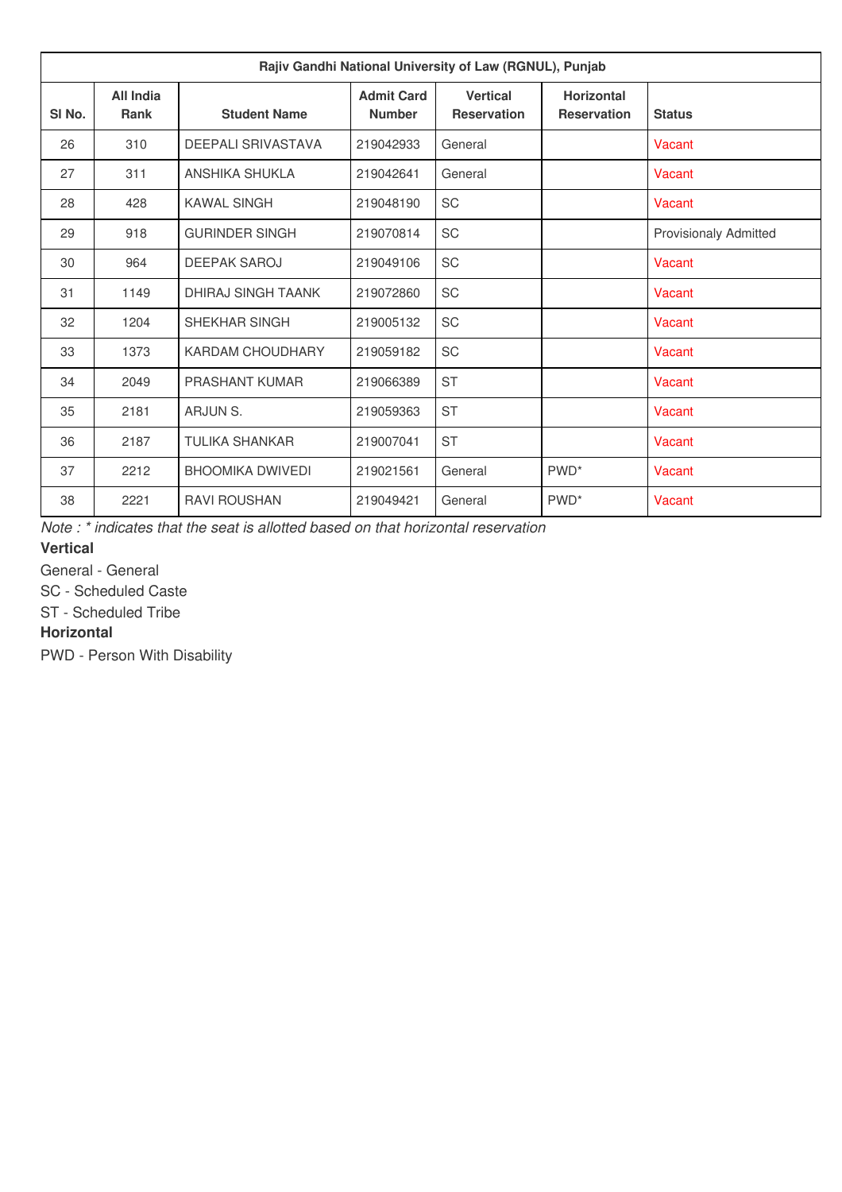| Rajiv Gandhi National University of Law (RGNUL), Punjab | | | | | | |
|---|---|---|---|---|---|---|
| Sl No. | All India Rank | Student Name | Admit Card Number | Vertical Reservation | Horizontal Reservation | Status |
| 26 | 310 | DEEPALI SRIVASTAVA | 219042933 | General | | Vacant |
| 27 | 311 | ANSHIKA SHUKLA | 219042641 | General | | Vacant |
| 28 | 428 | KAWAL SINGH | 219048190 | SC | | Vacant |
| 29 | 918 | GURINDER SINGH | 219070814 | SC | | Provisionaly Admitted |
| 30 | 964 | DEEPAK SAROJ | 219049106 | SC | | Vacant |
| 31 | 1149 | DHIRAJ SINGH TAANK | 219072860 | SC | | Vacant |
| 32 | 1204 | SHEKHAR SINGH | 219005132 | SC | | Vacant |
| 33 | 1373 | KARDAM CHOUDHARY | 219059182 | SC | | Vacant |
| 34 | 2049 | PRASHANT KUMAR | 219066389 | ST | | Vacant |
| 35 | 2181 | ARJUN S. | 219059363 | ST | | Vacant |
| 36 | 2187 | TULIKA SHANKAR | 219007041 | ST | | Vacant |
| 37 | 2212 | BHOOMIKA DWIVEDI | 219021561 | General | PWD* | Vacant |
| 38 | 2221 | RAVI ROUSHAN | 219049421 | General | PWD* | Vacant |

*Note : * indicates that the seat is allotted based on that horizontal reservation*

**Vertical**

General - General

SC - Scheduled Caste

ST - Scheduled Tribe

**Horizontal**

PWD - Person With Disability